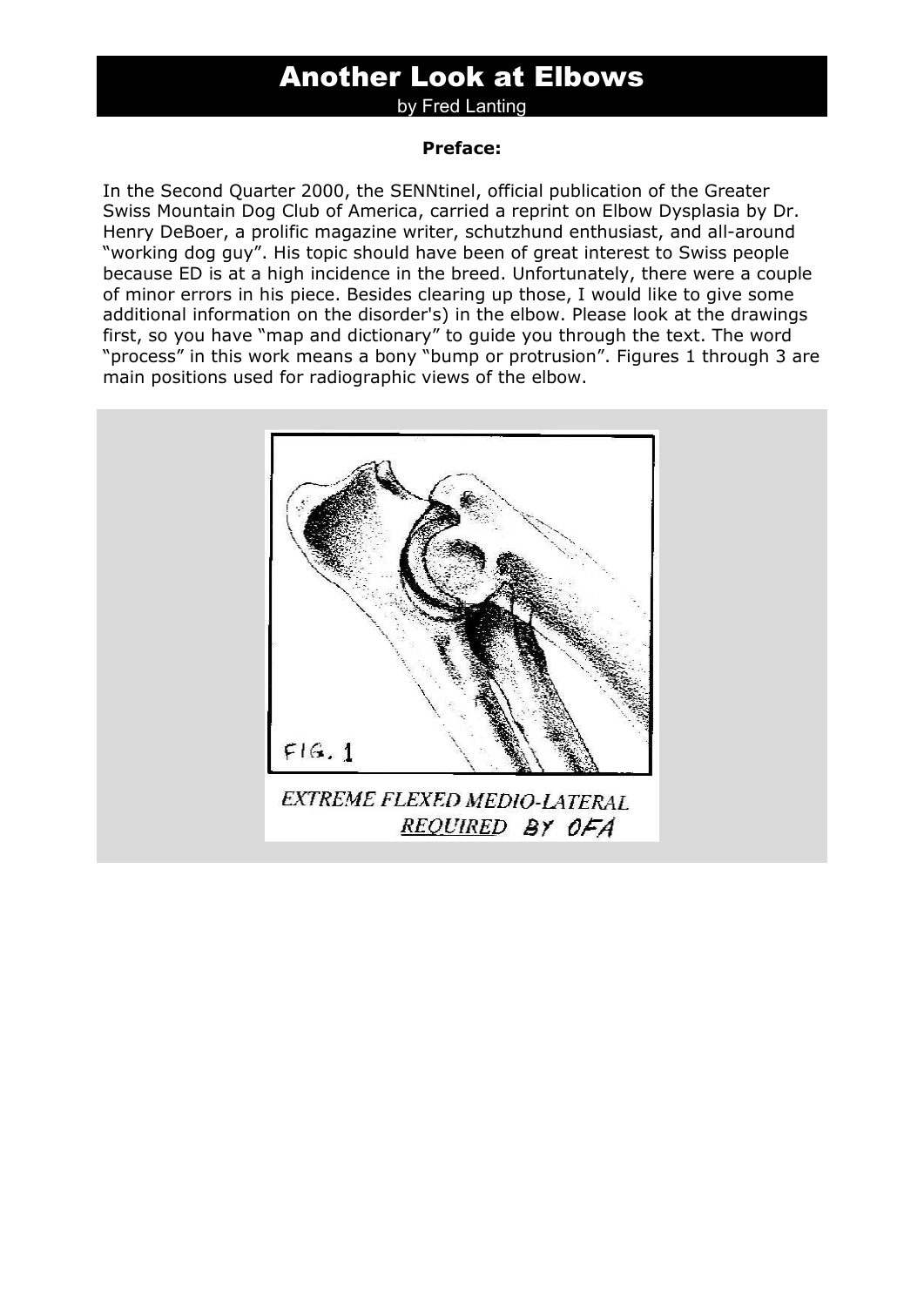# Another Look at Elbows

by Fred Lanting

**Preface:**

In the Second Quarter 2000, the SENNtinel, official publication of the Greater Swiss Mountain Dog Club of America, carried a reprint on Elbow Dysplasia by Dr. Henry DeBoer, a prolific magazine writer, schutzhund enthusiast, and all-around "working dog guy". His topic should have been of great interest to Swiss people because ED is at a high incidence in the breed. Unfortunately, there were a couple of minor errors in his piece. Besides clearing up those, I would like to give some additional information on the disorder's) in the elbow. Please look at the drawings first, so you have "map and dictionary" to guide you through the text. The word "process" in this work means a bony "bump or protrusion". Figures 1 through 3 are main positions used for radiographic views of the elbow.

FIG. 1

EXTREME FLEXED MEDIO-LATERAL REQUIRED BY OFA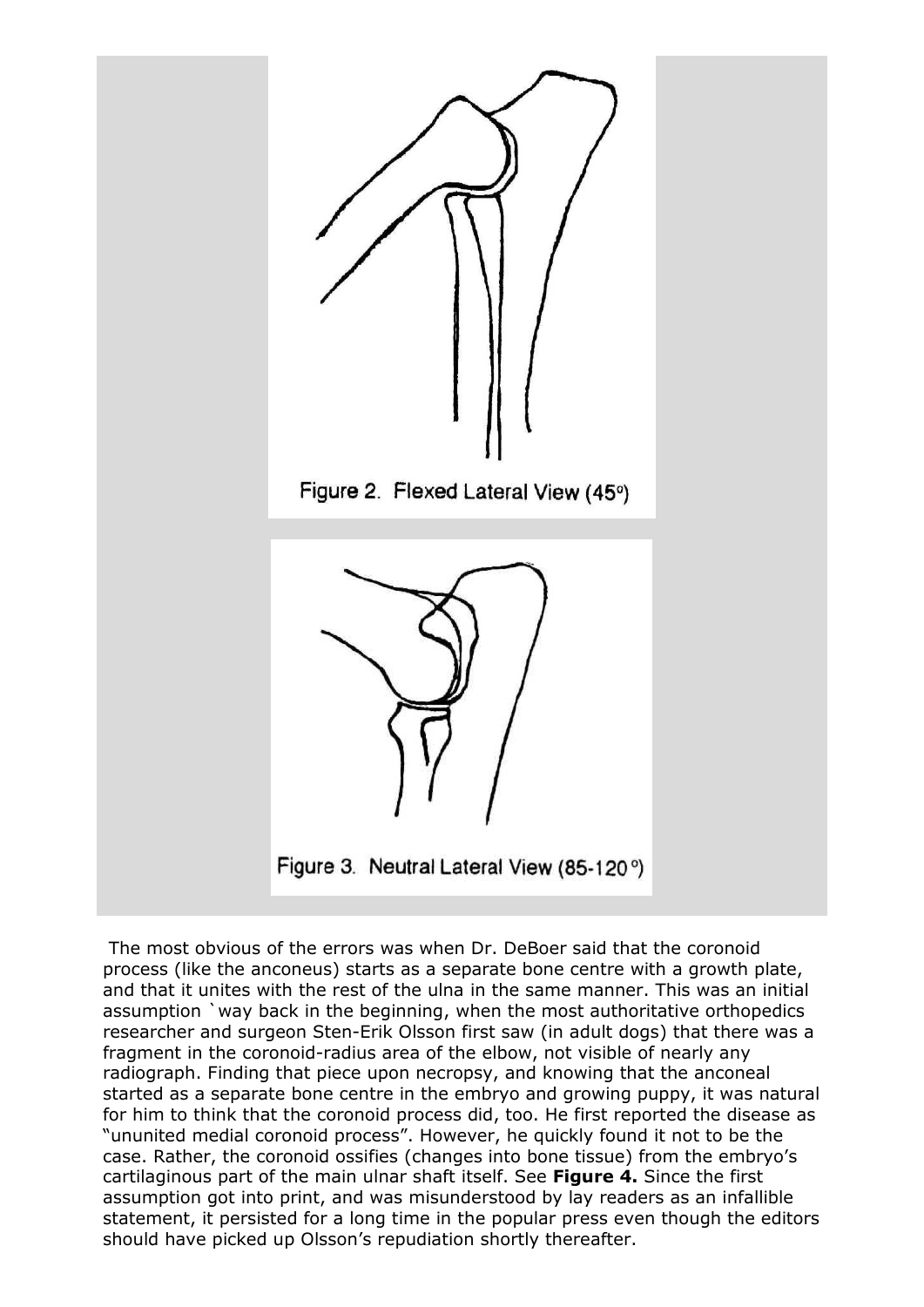Figure 2. Flexed Lateral View (45°)

Figure 3. Neutral Lateral View (85-120°)

The most obvious of the errors was when Dr. DeBoer said that the coronoid process (like the anconeus) starts as a separate bone centre with a growth plate, and that it unites with the rest of the ulna in the same manner. This was an initial assumption `way back in the beginning, when the most authoritative orthopedics researcher and surgeon Sten-Erik Olsson first saw (in adult dogs) that there was a fragment in the coronoid-radius area of the elbow, not visible of nearly any radiograph. Finding that piece upon necropsy, and knowing that the anconeal started as a separate bone centre in the embryo and growing puppy, it was natural for him to think that the coronoid process did, too. He first reported the disease as "ununited medial coronoid process". However, he quickly found it not to be the case. Rather, the coronoid ossifies (changes into bone tissue) from the embryo's cartilaginous part of the main ulnar shaft itself. See **Figure 4.** Since the first assumption got into print, and was misunderstood by lay readers as an infallible statement, it persisted for a long time in the popular press even though the editors should have picked up Olsson's repudiation shortly thereafter.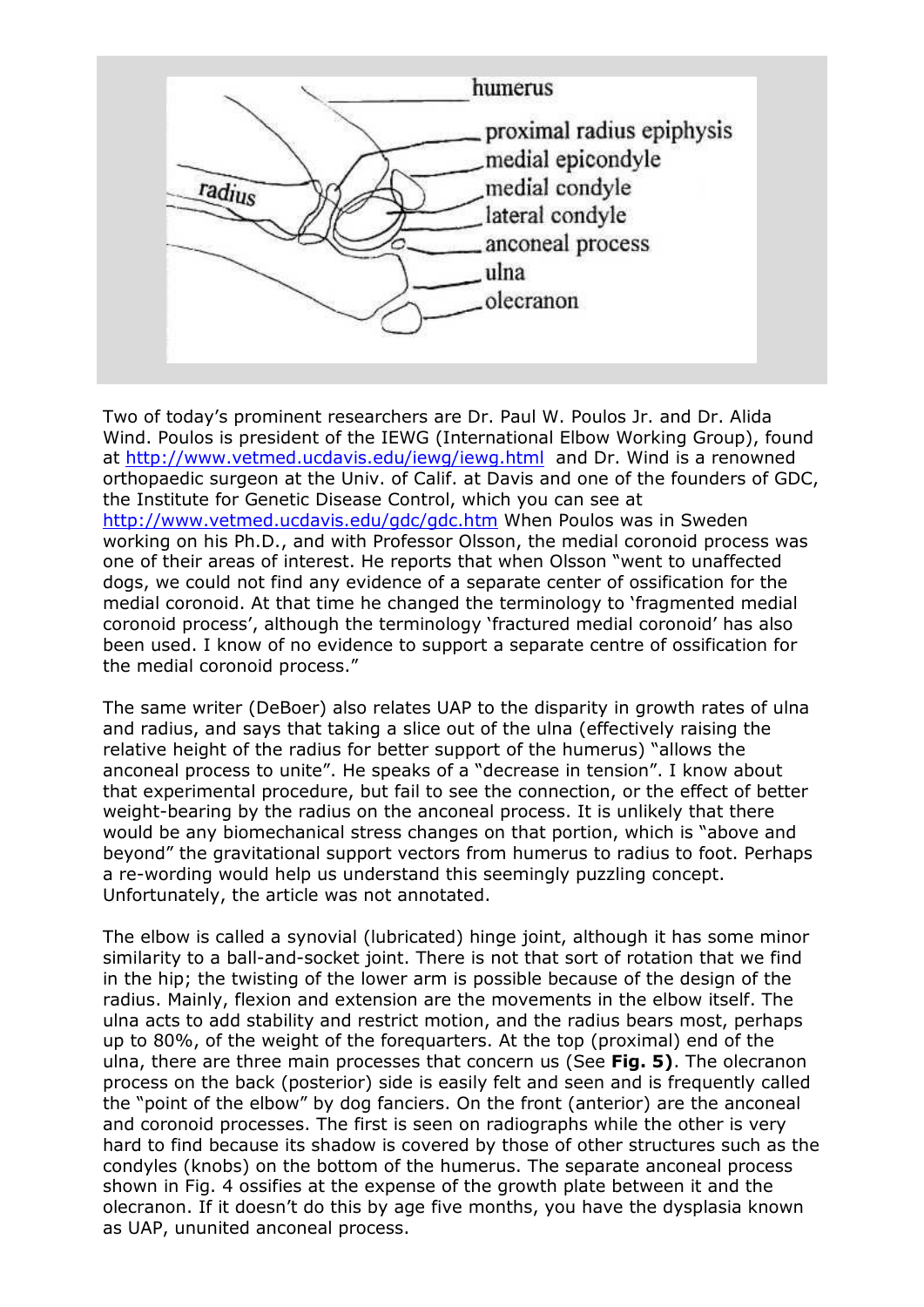humerus

proximal radius epiphysis

medial epicondyle

radius

medial condyle

lateral condyle

anconeal process

ulna

olecranon

Two of today's prominent researchers are Dr. Paul W. Poulos Jr. and Dr. Alida Wind. Poulos is president of the IEWG (International Elbow Working Group), found at http://www.vetmed.ucdavis.edu/iewg/iewg.html and Dr. Wind is a renowned orthopaedic surgeon at the Univ. of Calif. at Davis and one of the founders of GDC, the Institute for Genetic Disease Control, which you can see at http://www.vetmed.ucdavis.edu/gdc/gdc.htm When Poulos was in Sweden working on his Ph.D., and with Professor Olsson, the medial coronoid process was one of their areas of interest. He reports that when Olsson "went to unaffected dogs, we could not find any evidence of a separate center of ossification for the medial coronoid. At that time he changed the terminology to 'fragmented medial coronoid process', although the terminology 'fractured medial coronoid' has also been used. I know of no evidence to support a separate centre of ossification for the medial coronoid process."

The same writer (DeBoer) also relates UAP to the disparity in growth rates of ulna and radius, and says that taking a slice out of the ulna (effectively raising the relative height of the radius for better support of the humerus) "allows the anconeal process to unite". He speaks of a "decrease in tension". I know about that experimental procedure, but fail to see the connection, or the effect of better weight-bearing by the radius on the anconeal process. It is unlikely that there would be any biomechanical stress changes on that portion, which is "above and beyond" the gravitational support vectors from humerus to radius to foot. Perhaps a re-wording would help us understand this seemingly puzzling concept. Unfortunately, the article was not annotated.

The elbow is called a synovial (lubricated) hinge joint, although it has some minor similarity to a ball-and-socket joint. There is not that sort of rotation that we find in the hip; the twisting of the lower arm is possible because of the design of the radius. Mainly, flexion and extension are the movements in the elbow itself. The ulna acts to add stability and restrict motion, and the radius bears most, perhaps up to 80%, of the weight of the forequarters. At the top (proximal) end of the ulna, there are three main processes that concern us (See **Fig. 5)**. The olecranon process on the back (posterior) side is easily felt and seen and is frequently called the "point of the elbow" by dog fanciers. On the front (anterior) are the anconeal and coronoid processes. The first is seen on radiographs while the other is very hard to find because its shadow is covered by those of other structures such as the condyles (knobs) on the bottom of the humerus. The separate anconeal process shown in Fig. 4 ossifies at the expense of the growth plate between it and the olecranon. If it doesn't do this by age five months, you have the dysplasia known as UAP, ununited anconeal process.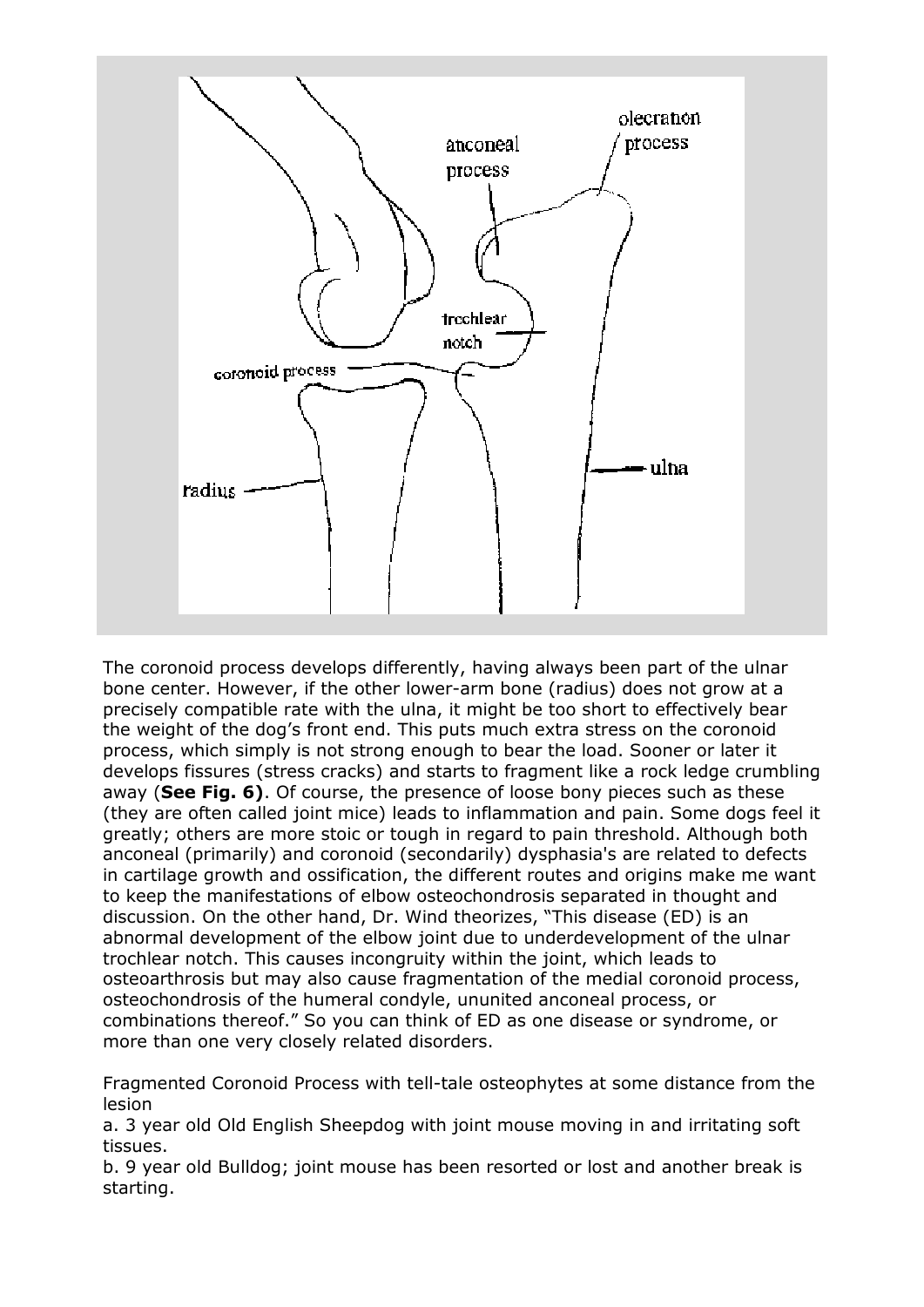The coronoid process develops differently, having always been part of the ulnar bone center. However, if the other lower-arm bone (radius) does not grow at a precisely compatible rate with the ulna, it might be too short to effectively bear the weight of the dog's front end. This puts much extra stress on the coronoid process, which simply is not strong enough to bear the load. Sooner or later it develops fissures (stress cracks) and starts to fragment like a rock ledge crumbling away (**See Fig. 6)**. Of course, the presence of loose bony pieces such as these (they are often called joint mice) leads to inflammation and pain. Some dogs feel it greatly; others are more stoic or tough in regard to pain threshold. Although both anconeal (primarily) and coronoid (secondarily) dysphasia's are related to defects in cartilage growth and ossification, the different routes and origins make me want to keep the manifestations of elbow osteochondrosis separated in thought and discussion. On the other hand, Dr. Wind theorizes, "This disease (ED) is an abnormal development of the elbow joint due to underdevelopment of the ulnar trochlear notch. This causes incongruity within the joint, which leads to osteoarthrosis but may also cause fragmentation of the medial coronoid process, osteochondrosis of the humeral condyle, ununited anconeal process, or combinations thereof." So you can think of ED as one disease or syndrome, or more than one very closely related disorders.

Fragmented Coronoid Process with tell-tale osteophytes at some distance from the lesion

a. 3 year old Old English Sheepdog with joint mouse moving in and irritating soft tissues.

b. 9 year old Bulldog; joint mouse has been resorted or lost and another break is starting.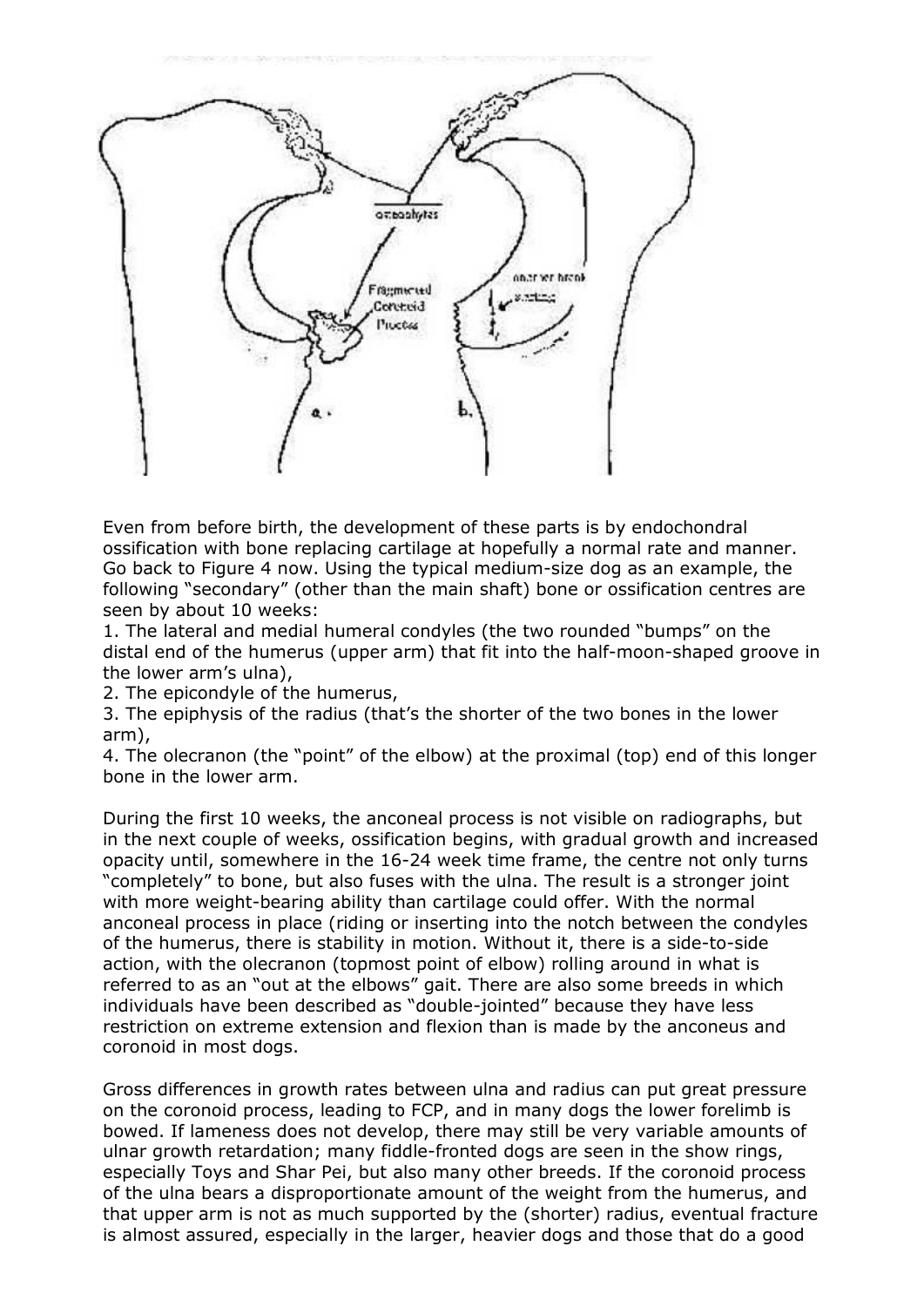Even from before birth, the development of these parts is by endochondral ossification with bone replacing cartilage at hopefully a normal rate and manner. Go back to Figure 4 now. Using the typical medium-size dog as an example, the following "secondary" (other than the main shaft) bone or ossification centres are seen by about 10 weeks:

1. The lateral and medial humeral condyles (the two rounded "bumps" on the distal end of the humerus (upper arm) that fit into the half-moon-shaped groove in the lower arm's ulna),
2. The epicondyle of the humerus,
3. The epiphysis of the radius (that's the shorter of the two bones in the lower arm),
4. The olecranon (the "point" of the elbow) at the proximal (top) end of this longer bone in the lower arm.

During the first 10 weeks, the anconeal process is not visible on radiographs, but in the next couple of weeks, ossification begins, with gradual growth and increased opacity until, somewhere in the 16-24 week time frame, the centre not only turns "completely" to bone, but also fuses with the ulna. The result is a stronger joint with more weight-bearing ability than cartilage could offer. With the normal anconeal process in place (riding or inserting into the notch between the condyles of the humerus, there is stability in motion. Without it, there is a side-to-side action, with the olecranon (topmost point of elbow) rolling around in what is referred to as an "out at the elbows" gait. There are also some breeds in which individuals have been described as "double-jointed" because they have less restriction on extreme extension and flexion than is made by the anconeus and coronoid in most dogs.

Gross differences in growth rates between ulna and radius can put great pressure on the coronoid process, leading to FCP, and in many dogs the lower forelimb is bowed. If lameness does not develop, there may still be very variable amounts of ulnar growth retardation; many fiddle-fronted dogs are seen in the show rings, especially Toys and Shar Pei, but also many other breeds. If the coronoid process of the ulna bears a disproportionate amount of the weight from the humerus, and that upper arm is not as much supported by the (shorter) radius, eventual fracture is almost assured, especially in the larger, heavier dogs and those that do a good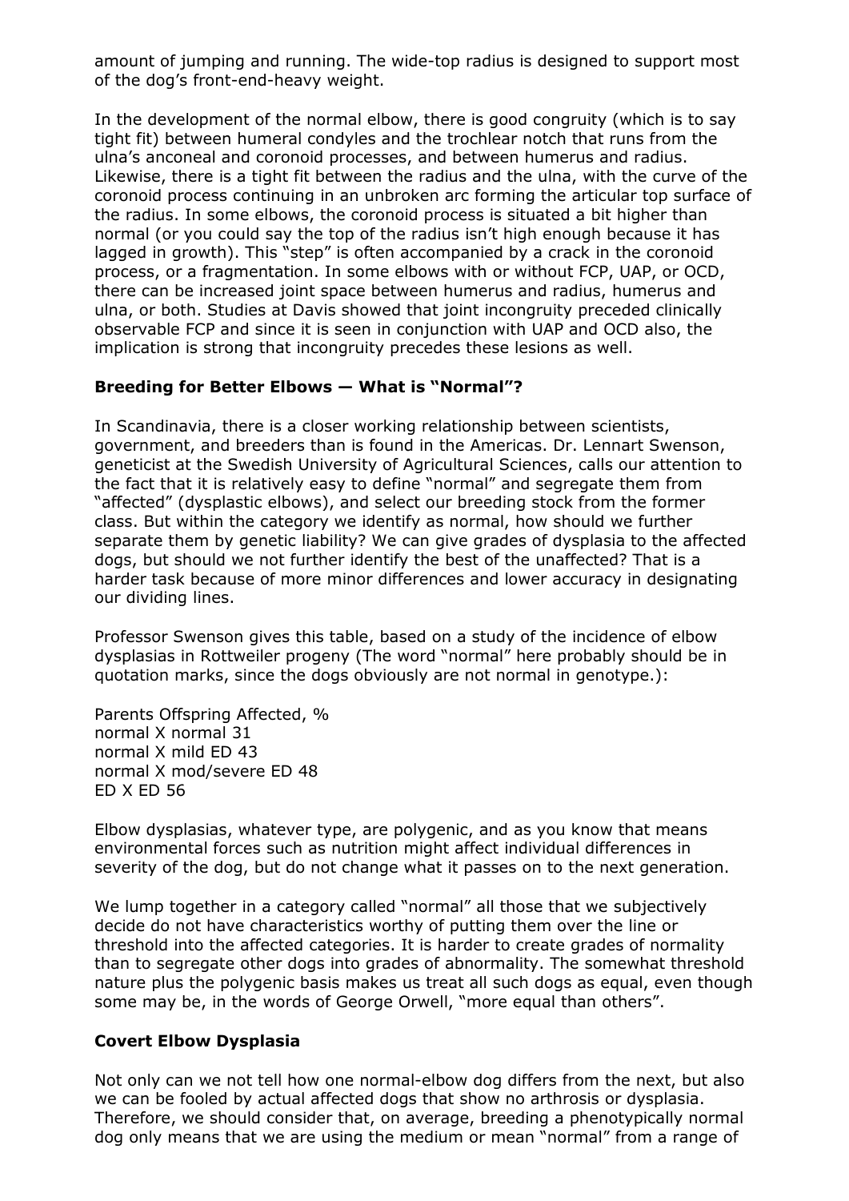amount of jumping and running. The wide-top radius is designed to support most of the dog's front-end-heavy weight.

In the development of the normal elbow, there is good congruity (which is to say tight fit) between humeral condyles and the trochlear notch that runs from the ulna's anconeal and coronoid processes, and between humerus and radius. Likewise, there is a tight fit between the radius and the ulna, with the curve of the coronoid process continuing in an unbroken arc forming the articular top surface of the radius. In some elbows, the coronoid process is situated a bit higher than normal (or you could say the top of the radius isn't high enough because it has lagged in growth). This "step" is often accompanied by a crack in the coronoid process, or a fragmentation. In some elbows with or without FCP, UAP, or OCD, there can be increased joint space between humerus and radius, humerus and ulna, or both. Studies at Davis showed that joint incongruity preceded clinically observable FCP and since it is seen in conjunction with UAP and OCD also, the implication is strong that incongruity precedes these lesions as well.

### Breeding for Better Elbows — What is "Normal"?

In Scandinavia, there is a closer working relationship between scientists, government, and breeders than is found in the Americas. Dr. Lennart Swenson, geneticist at the Swedish University of Agricultural Sciences, calls our attention to the fact that it is relatively easy to define "normal" and segregate them from "affected" (dysplastic elbows), and select our breeding stock from the former class. But within the category we identify as normal, how should we further separate them by genetic liability? We can give grades of dysplasia to the affected dogs, but should we not further identify the best of the unaffected? That is a harder task because of more minor differences and lower accuracy in designating our dividing lines.

Professor Swenson gives this table, based on a study of the incidence of elbow dysplasias in Rottweiler progeny (The word "normal" here probably should be in quotation marks, since the dogs obviously are not normal in genotype.):

| Parents | Offspring Affected, % |
|---|---|
| normal X normal | 31 |
| normal X mild ED | 43 |
| normal X mod/severe ED | 48 |
| ED X ED | 56 |

Elbow dysplasias, whatever type, are polygenic, and as you know that means environmental forces such as nutrition might affect individual differences in severity of the dog, but do not change what it passes on to the next generation.

We lump together in a category called "normal" all those that we subjectively decide do not have characteristics worthy of putting them over the line or threshold into the affected categories. It is harder to create grades of normality than to segregate other dogs into grades of abnormality. The somewhat threshold nature plus the polygenic basis makes us treat all such dogs as equal, even though some may be, in the words of George Orwell, "more equal than others".

### Covert Elbow Dysplasia

Not only can we not tell how one normal-elbow dog differs from the next, but also we can be fooled by actual affected dogs that show no arthrosis or dysplasia. Therefore, we should consider that, on average, breeding a phenotypically normal dog only means that we are using the medium or mean "normal" from a range of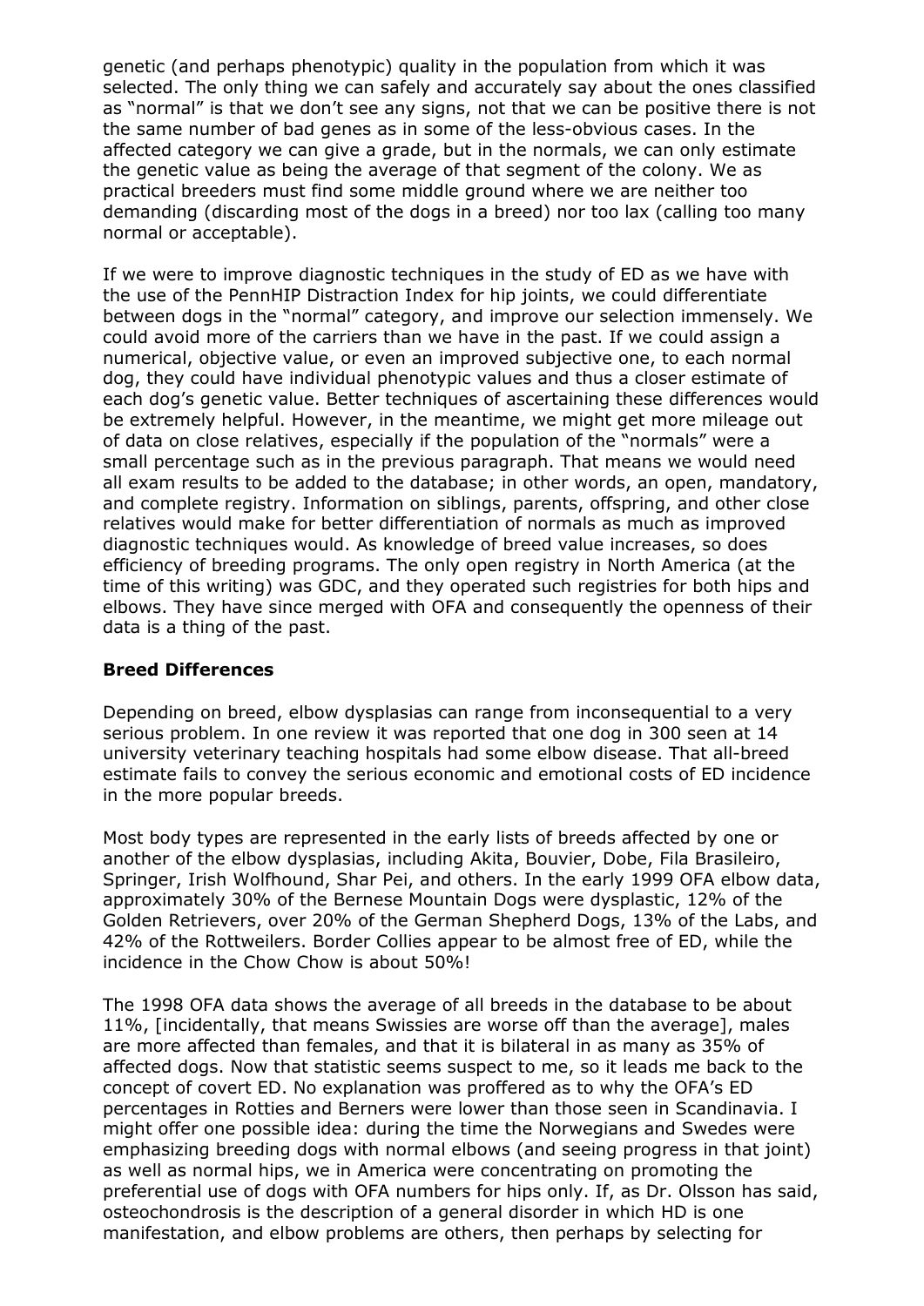genetic (and perhaps phenotypic) quality in the population from which it was selected. The only thing we can safely and accurately say about the ones classified as "normal" is that we don't see any signs, not that we can be positive there is not the same number of bad genes as in some of the less-obvious cases. In the affected category we can give a grade, but in the normals, we can only estimate the genetic value as being the average of that segment of the colony. We as practical breeders must find some middle ground where we are neither too demanding (discarding most of the dogs in a breed) nor too lax (calling too many normal or acceptable).

If we were to improve diagnostic techniques in the study of ED as we have with the use of the PennHIP Distraction Index for hip joints, we could differentiate between dogs in the "normal" category, and improve our selection immensely. We could avoid more of the carriers than we have in the past. If we could assign a numerical, objective value, or even an improved subjective one, to each normal dog, they could have individual phenotypic values and thus a closer estimate of each dog's genetic value. Better techniques of ascertaining these differences would be extremely helpful. However, in the meantime, we might get more mileage out of data on close relatives, especially if the population of the "normals" were a small percentage such as in the previous paragraph. That means we would need all exam results to be added to the database; in other words, an open, mandatory, and complete registry. Information on siblings, parents, offspring, and other close relatives would make for better differentiation of normals as much as improved diagnostic techniques would. As knowledge of breed value increases, so does efficiency of breeding programs. The only open registry in North America (at the time of this writing) was GDC, and they operated such registries for both hips and elbows. They have since merged with OFA and consequently the openness of their data is a thing of the past.

## Breed Differences

Depending on breed, elbow dysplasias can range from inconsequential to a very serious problem. In one review it was reported that one dog in 300 seen at 14 university veterinary teaching hospitals had some elbow disease. That all-breed estimate fails to convey the serious economic and emotional costs of ED incidence in the more popular breeds.

Most body types are represented in the early lists of breeds affected by one or another of the elbow dysplasias, including Akita, Bouvier, Dobe, Fila Brasileiro, Springer, Irish Wolfhound, Shar Pei, and others. In the early 1999 OFA elbow data, approximately 30% of the Bernese Mountain Dogs were dysplastic, 12% of the Golden Retrievers, over 20% of the German Shepherd Dogs, 13% of the Labs, and 42% of the Rottweilers. Border Collies appear to be almost free of ED, while the incidence in the Chow Chow is about 50%!

The 1998 OFA data shows the average of all breeds in the database to be about 11%, [incidentally, that means Swissies are worse off than the average], males are more affected than females, and that it is bilateral in as many as 35% of affected dogs. Now that statistic seems suspect to me, so it leads me back to the concept of covert ED. No explanation was proffered as to why the OFA's ED percentages in Rotties and Berners were lower than those seen in Scandinavia. I might offer one possible idea: during the time the Norwegians and Swedes were emphasizing breeding dogs with normal elbows (and seeing progress in that joint) as well as normal hips, we in America were concentrating on promoting the preferential use of dogs with OFA numbers for hips only. If, as Dr. Olsson has said, osteochondrosis is the description of a general disorder in which HD is one manifestation, and elbow problems are others, then perhaps by selecting for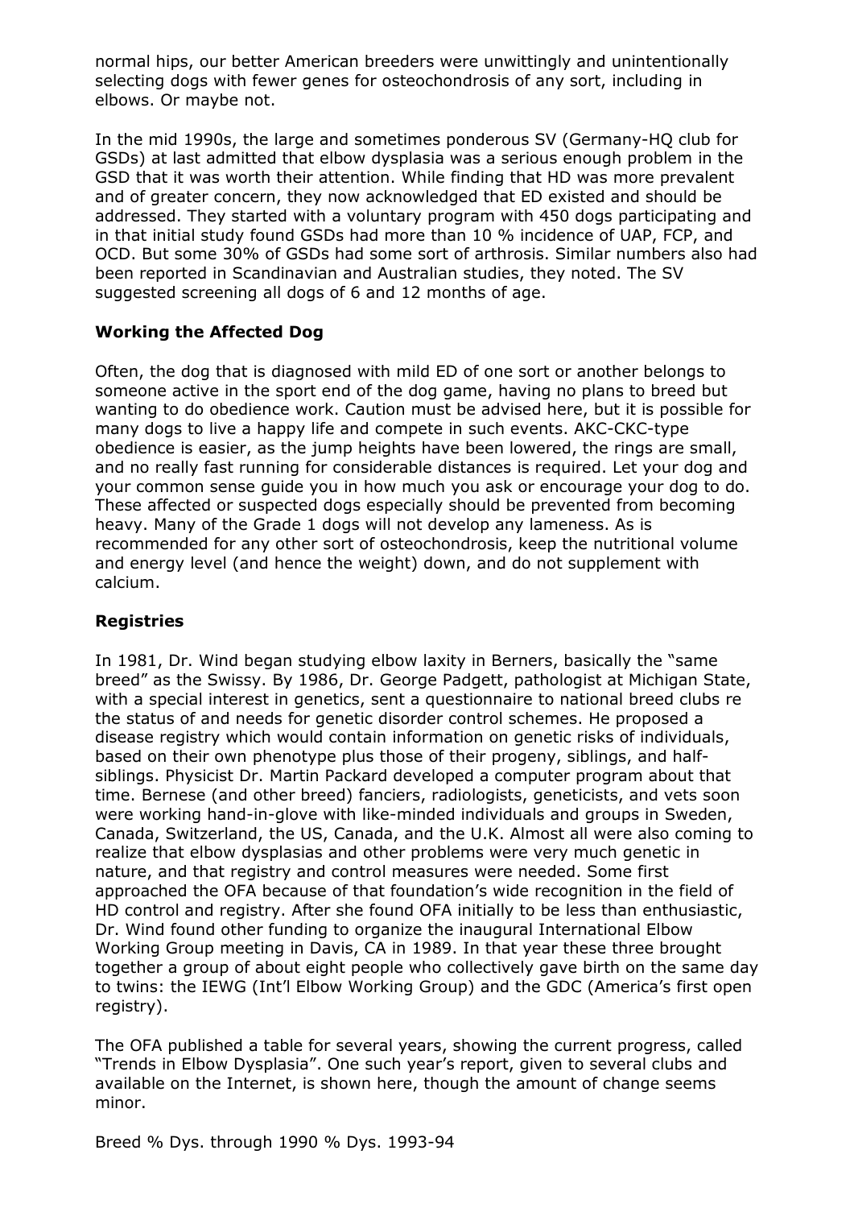normal hips, our better American breeders were unwittingly and unintentionally selecting dogs with fewer genes for osteochondrosis of any sort, including in elbows. Or maybe not.

In the mid 1990s, the large and sometimes ponderous SV (Germany-HQ club for GSDs) at last admitted that elbow dysplasia was a serious enough problem in the GSD that it was worth their attention. While finding that HD was more prevalent and of greater concern, they now acknowledged that ED existed and should be addressed. They started with a voluntary program with 450 dogs participating and in that initial study found GSDs had more than 10 % incidence of UAP, FCP, and OCD. But some 30% of GSDs had some sort of arthrosis. Similar numbers also had been reported in Scandinavian and Australian studies, they noted. The SV suggested screening all dogs of 6 and 12 months of age.

### Working the Affected Dog

Often, the dog that is diagnosed with mild ED of one sort or another belongs to someone active in the sport end of the dog game, having no plans to breed but wanting to do obedience work. Caution must be advised here, but it is possible for many dogs to live a happy life and compete in such events. AKC-CKC-type obedience is easier, as the jump heights have been lowered, the rings are small, and no really fast running for considerable distances is required. Let your dog and your common sense guide you in how much you ask or encourage your dog to do. These affected or suspected dogs especially should be prevented from becoming heavy. Many of the Grade 1 dogs will not develop any lameness. As is recommended for any other sort of osteochondrosis, keep the nutritional volume and energy level (and hence the weight) down, and do not supplement with calcium.

### Registries

In 1981, Dr. Wind began studying elbow laxity in Berners, basically the "same breed" as the Swissy. By 1986, Dr. George Padgett, pathologist at Michigan State, with a special interest in genetics, sent a questionnaire to national breed clubs re the status of and needs for genetic disorder control schemes. He proposed a disease registry which would contain information on genetic risks of individuals, based on their own phenotype plus those of their progeny, siblings, and half-siblings. Physicist Dr. Martin Packard developed a computer program about that time. Bernese (and other breed) fanciers, radiologists, geneticists, and vets soon were working hand-in-glove with like-minded individuals and groups in Sweden, Canada, Switzerland, the US, Canada, and the U.K. Almost all were also coming to realize that elbow dysplasias and other problems were very much genetic in nature, and that registry and control measures were needed. Some first approached the OFA because of that foundation's wide recognition in the field of HD control and registry. After she found OFA initially to be less than enthusiastic, Dr. Wind found other funding to organize the inaugural International Elbow Working Group meeting in Davis, CA in 1989. In that year these three brought together a group of about eight people who collectively gave birth on the same day to twins: the IEWG (Int'l Elbow Working Group) and the GDC (America's first open registry).

The OFA published a table for several years, showing the current progress, called "Trends in Elbow Dysplasia". One such year's report, given to several clubs and available on the Internet, is shown here, though the amount of change seems minor.

Breed % Dys. through 1990 % Dys. 1993-94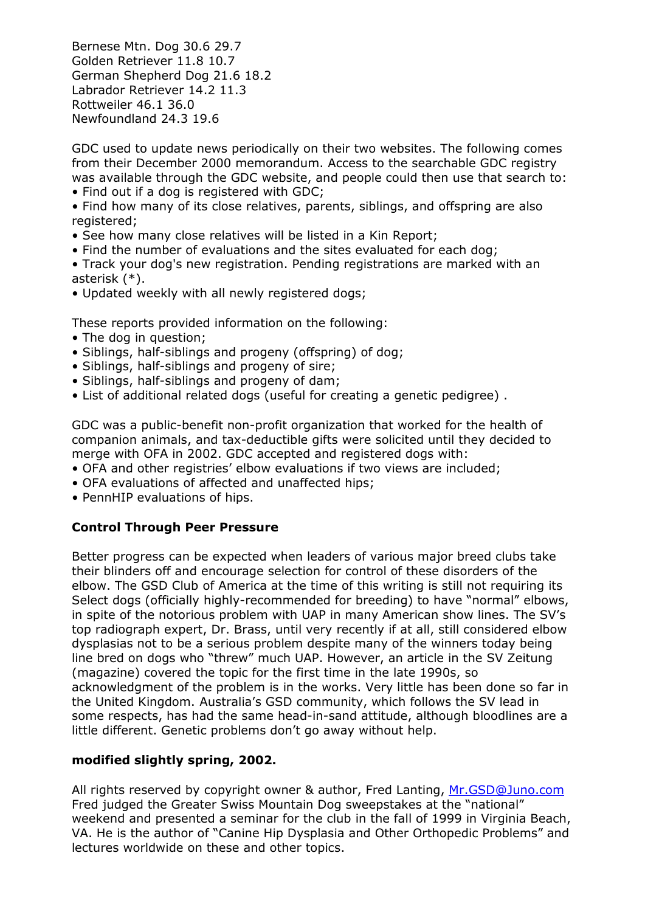Bernese Mtn. Dog 30.6 29.7
Golden Retriever 11.8 10.7
German Shepherd Dog 21.6 18.2
Labrador Retriever 14.2 11.3
Rottweiler 46.1 36.0
Newfoundland 24.3 19.6

GDC used to update news periodically on their two websites. The following comes from their December 2000 memorandum. Access to the searchable GDC registry was available through the GDC website, and people could then use that search to:

- Find out if a dog is registered with GDC;
- Find how many of its close relatives, parents, siblings, and offspring are also registered;
- See how many close relatives will be listed in a Kin Report;
- Find the number of evaluations and the sites evaluated for each dog;
- Track your dog's new registration. Pending registrations are marked with an asterisk (*).
- Updated weekly with all newly registered dogs;

These reports provided information on the following:

- The dog in question;
- Siblings, half-siblings and progeny (offspring) of dog;
- Siblings, half-siblings and progeny of sire;
- Siblings, half-siblings and progeny of dam;
- List of additional related dogs (useful for creating a genetic pedigree) .

GDC was a public-benefit non-profit organization that worked for the health of companion animals, and tax-deductible gifts were solicited until they decided to merge with OFA in 2002. GDC accepted and registered dogs with:

- OFA and other registries' elbow evaluations if two views are included;
- OFA evaluations of affected and unaffected hips;
- PennHIP evaluations of hips.

**Control Through Peer Pressure**

Better progress can be expected when leaders of various major breed clubs take their blinders off and encourage selection for control of these disorders of the elbow. The GSD Club of America at the time of this writing is still not requiring its Select dogs (officially highly-recommended for breeding) to have "normal" elbows, in spite of the notorious problem with UAP in many American show lines. The SV's top radiograph expert, Dr. Brass, until very recently if at all, still considered elbow dysplasias not to be a serious problem despite many of the winners today being line bred on dogs who "threw" much UAP. However, an article in the SV Zeitung (magazine) covered the topic for the first time in the late 1990s, so acknowledgment of the problem is in the works. Very little has been done so far in the United Kingdom. Australia's GSD community, which follows the SV lead in some respects, has had the same head-in-sand attitude, although bloodlines are a little different. Genetic problems don't go away without help.

**modified slightly spring, 2002.**

All rights reserved by copyright owner & author, Fred Lanting, Mr.GSD@Juno.com
Fred judged the Greater Swiss Mountain Dog sweepstakes at the "national" weekend and presented a seminar for the club in the fall of 1999 in Virginia Beach, VA. He is the author of "Canine Hip Dysplasia and Other Orthopedic Problems" and lectures worldwide on these and other topics.